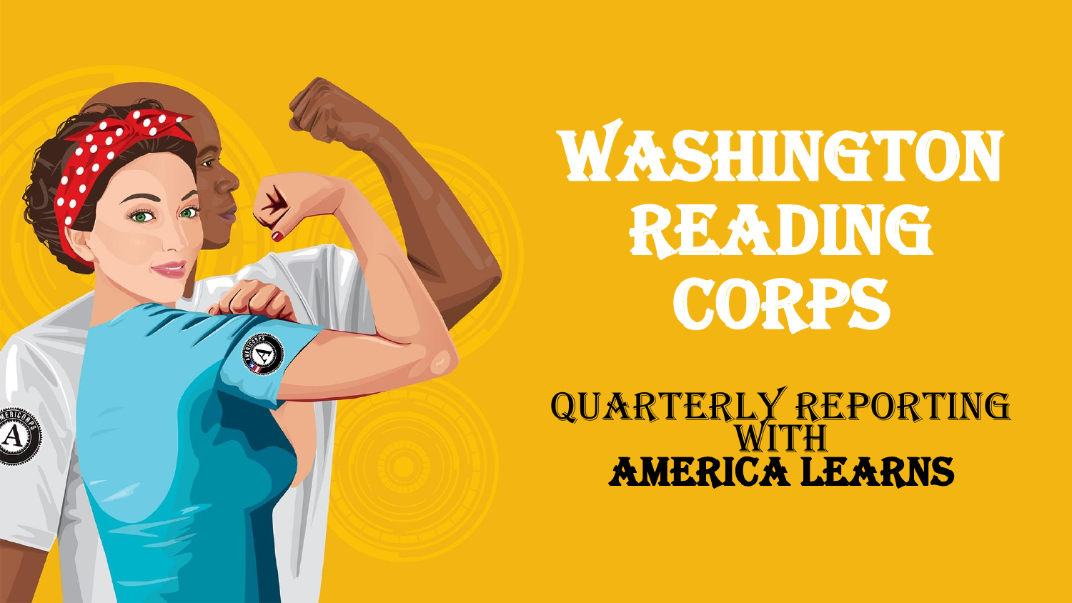# Washington Reading Corps

## Quarterly Reporting with America Learns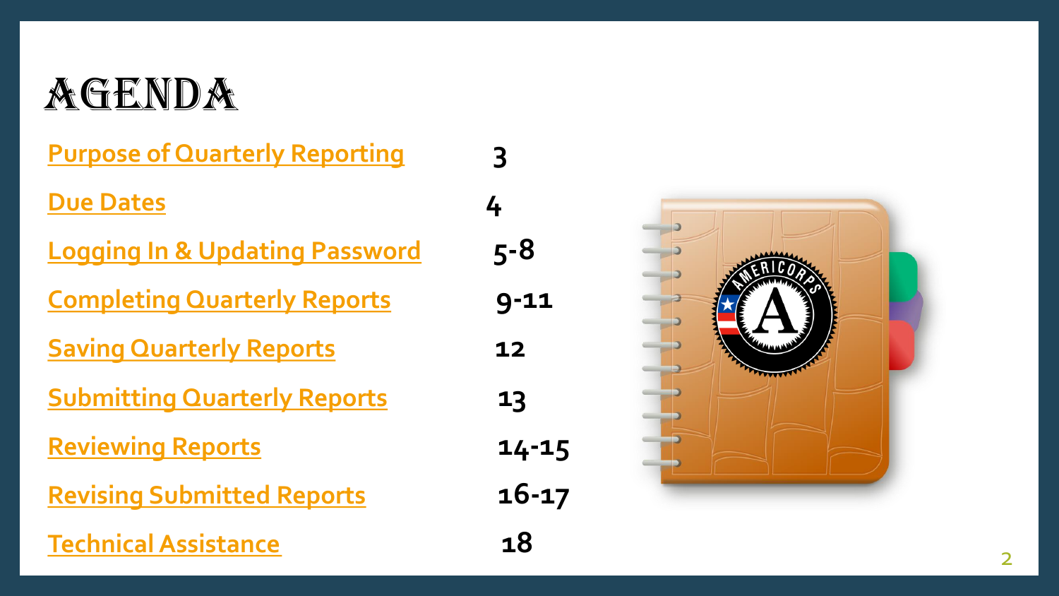# AGENDA

| | |
|---|---|
| Purpose of Quarterly Reporting | 3 |
| Due Dates | 4 |
| Logging In & Updating Password | 5-8 |
| Completing Quarterly Reports | 9-11 |
| Saving Quarterly Reports | 12 |
| Submitting Quarterly Reports | 13 |
| Reviewing Reports | 14-15 |
| Revising Submitted Reports | 16-17 |
| Technical Assistance | 18 |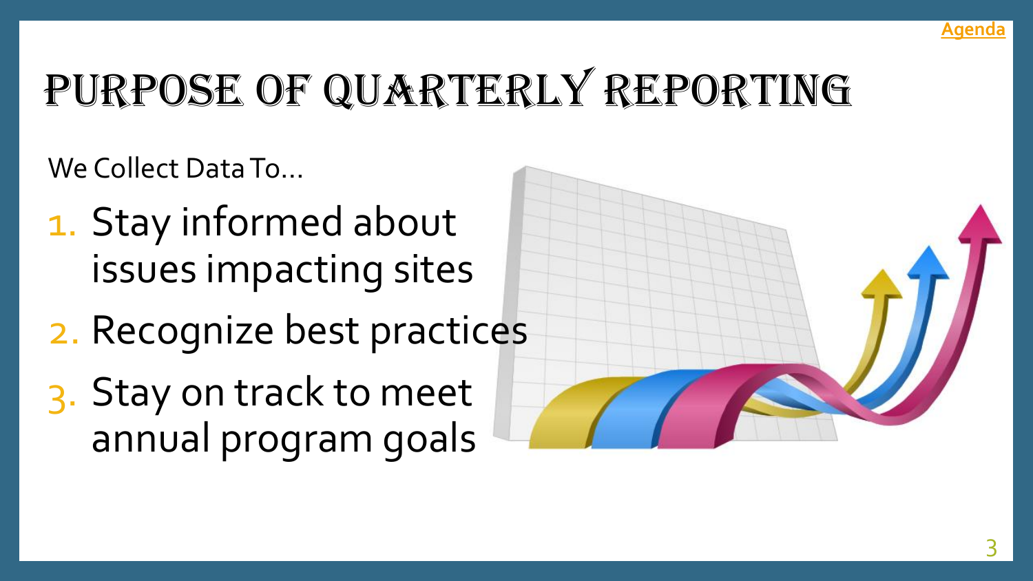Agenda

# Purpose of Quarterly Reporting

We Collect Data To…

1. Stay informed about issues impacting sites
2. Recognize best practices
3. Stay on track to meet annual program goals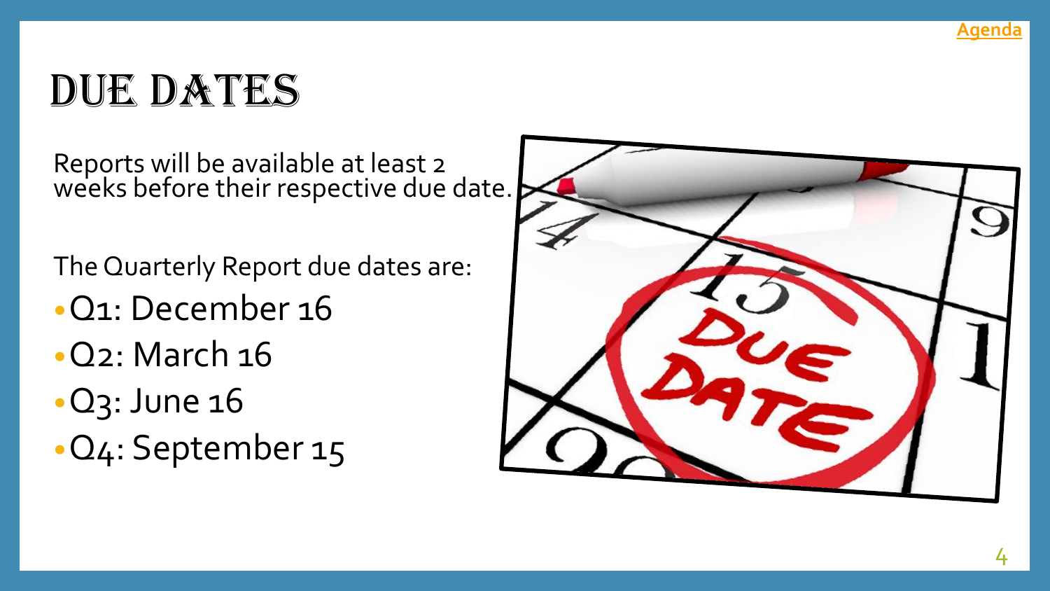Agenda

# Due Dates

Reports will be available at least 2 weeks before their respective due date.

The Quarterly Report due dates are:

- Q1: December 16
- Q2: March 16
- Q3: June 16
- Q4: September 15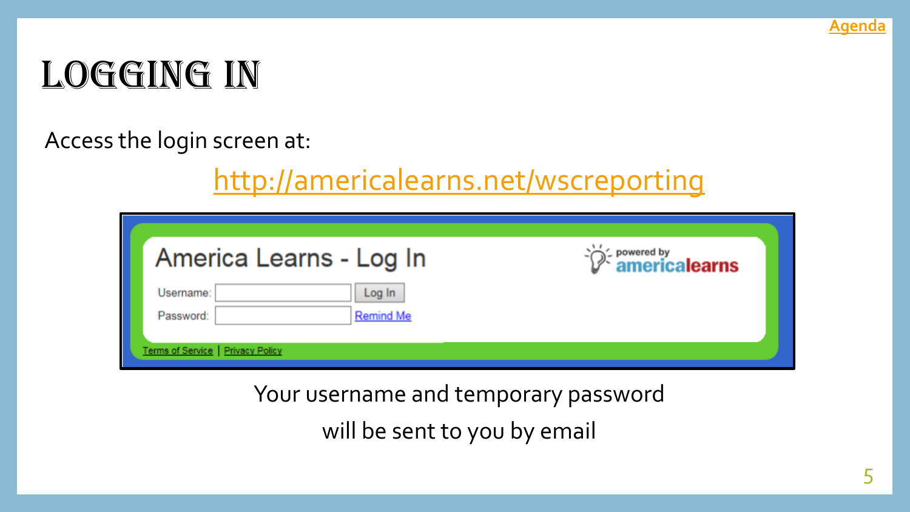[Agenda](#)

# Logging In

Access the login screen at:

[http://americalearns.net/wscreporting](http://americalearns.net/wscreporting)

America Learns - Log In

powered by americalearns

Username: [ ] Log In

Password: [ ] Remind Me

Terms of Service | Privacy Policy

Your username and temporary password

will be sent to you by email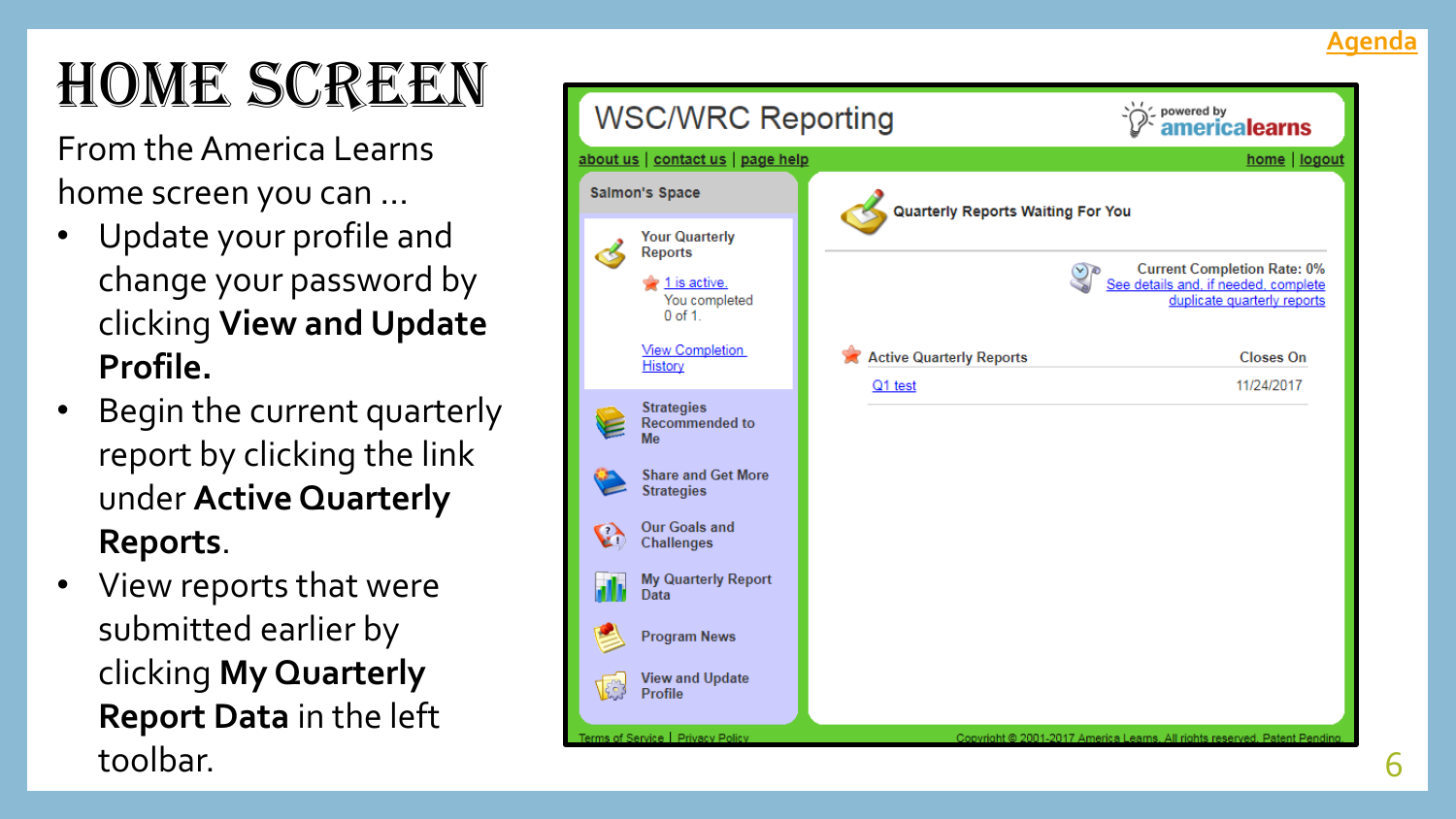# HOME SCREEN

From the America Learns home screen you can …

- Update your profile and change your password by clicking **View and Update Profile.**
- Begin the current quarterly report by clicking the link under **Active Quarterly Reports**.
- View reports that were submitted earlier by clicking **My Quarterly Report Data** in the left toolbar.

Agenda

WSC/WRC Reporting

powered by americalearns

about us | contact us | page help

home | logout

Salmon's Space

Your Quarterly Reports

1 is active.

You completed 0 of 1.

View Completion History

Strategies Recommended to Me

Share and Get More Strategies

Our Goals and Challenges

My Quarterly Report Data

Program News

View and Update Profile

Quarterly Reports Waiting For You

Current Completion Rate: 0%

See details and, if needed, complete duplicate quarterly reports

| Active Quarterly Reports | Closes On |
| --- | --- |
| Q1 test | 11/24/2017 |

Terms of Service | Privacy Policy

Copyright © 2001-2017 America Learns. All rights reserved. Patent Pending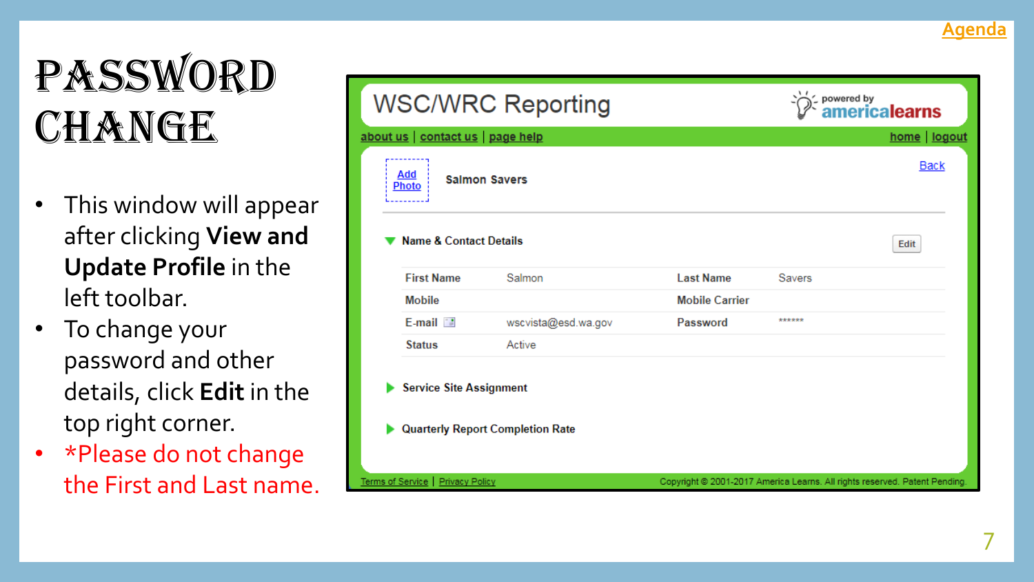Agenda

# Password Change

- This window will appear after clicking **View and Update Profile** in the left toolbar.
- To change your password and other details, click **Edit** in the top right corner.
- *Please do not change the First and Last name.

WSC/WRC Reporting

powered by americalearns

about us | contact us | page help

home | logout

Add Photo

Salmon Savers

Back

Name & Contact Details

Edit

| | | | |
|---|---|---|---|
| First Name | Salmon | Last Name | Savers |
| Mobile | | Mobile Carrier | |
| E-mail | wscvista@esd.wa.gov | Password | ****** |
| Status | Active | | |

Service Site Assignment

Quarterly Report Completion Rate

Terms of Service | Privacy Policy

Copyright © 2001-2017 America Learns. All rights reserved. Patent Pending.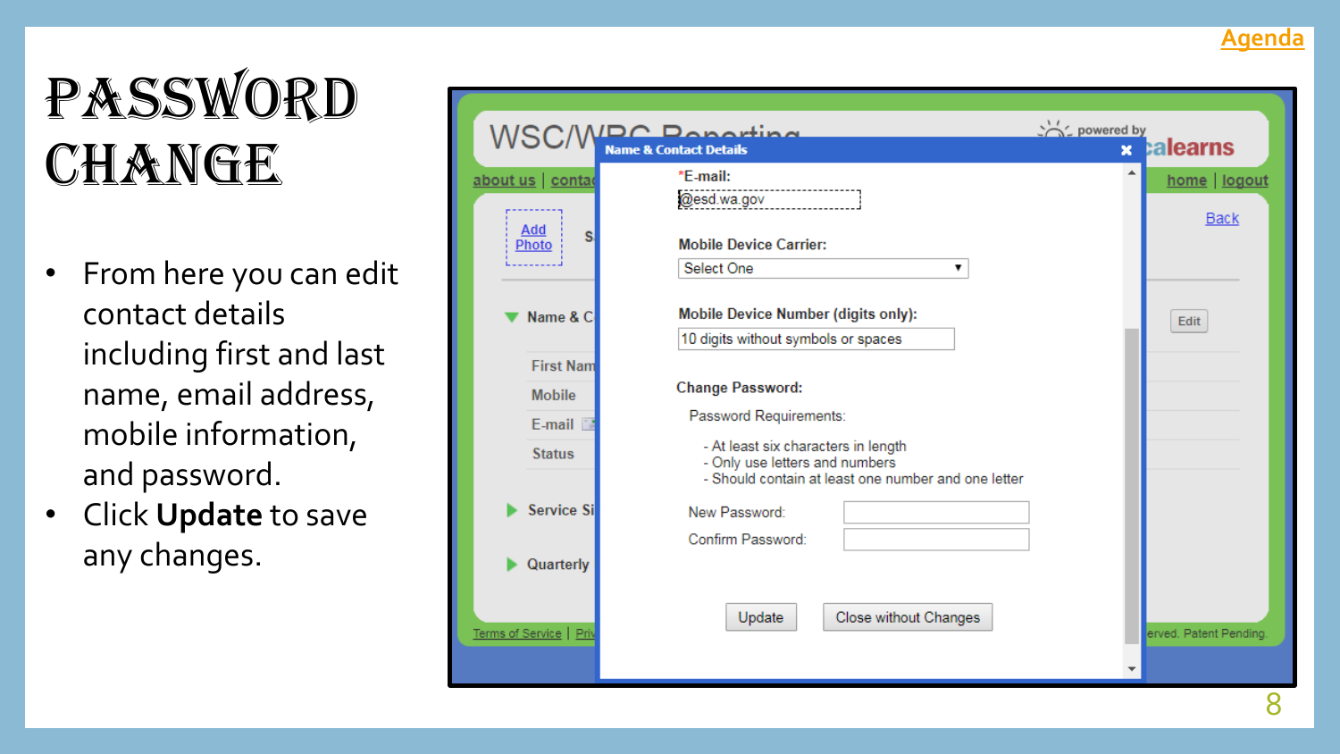[Agenda](#)

# Password Change

- From here you can edit contact details including first and last name, email address, mobile information, and password.
- Click **Update** to save any changes.

WSC/WRC Reporting

powered by calearns

about us | contact

home | logout

Back

Add Photo

Name & Contact Details

First Name

Mobile

E-mail

Status

Edit

Service Si

Quarterly

Terms of Service | Pri

erved. Patent Pending.

**Name & Contact Details**

*E-mail:

@esd.wa.gov

Mobile Device Carrier:

Select One

Mobile Device Number (digits only):

10 digits without symbols or spaces

Change Password:

Password Requirements:

- At least six characters in length
- Only use letters and numbers
- Should contain at least one number and one letter

New Password:

Confirm Password:

Update | Close without Changes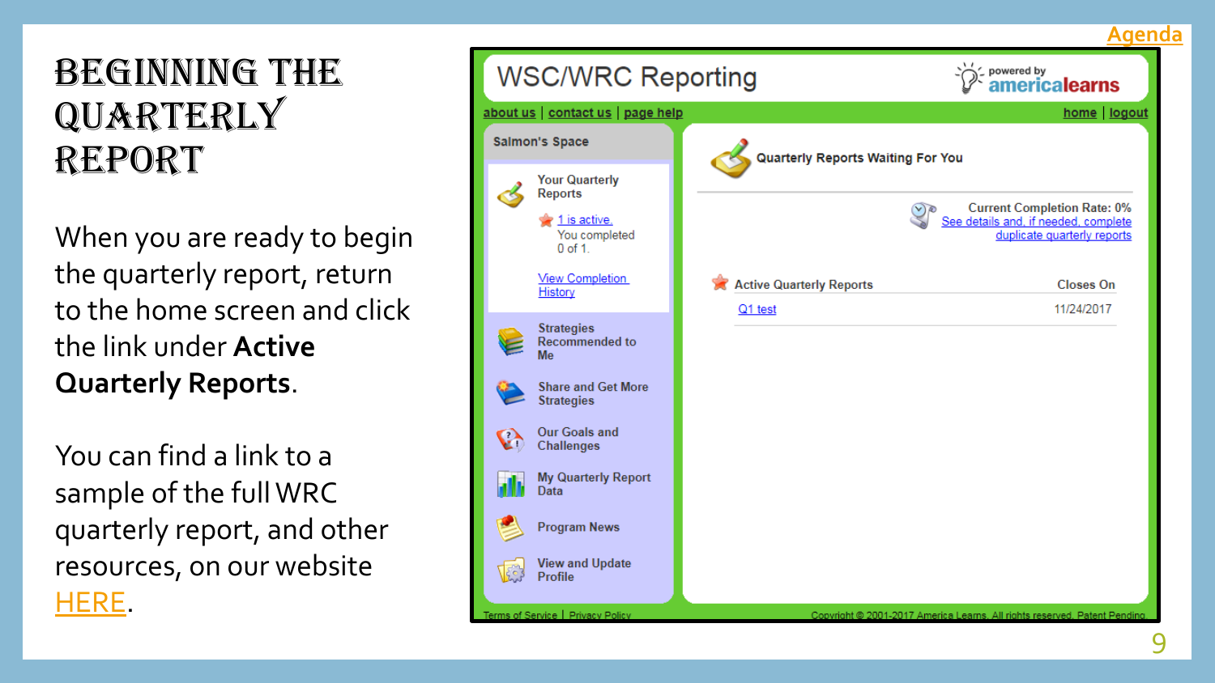[Agenda](#)

# Beginning the Quarterly Report

When you are ready to begin the quarterly report, return to the home screen and click the link under **Active Quarterly Reports**.

You can find a link to a sample of the full WRC quarterly report, and other resources, on our website [HERE](#).

WSC/WRC Reporting

powered by americalearns

about us | contact us | page help

home | logout

Salmon's Space

Your Quarterly Reports

1 is active.

You completed 0 of 1.

View Completion History

Strategies Recommended to Me

Share and Get More Strategies

Our Goals and Challenges

My Quarterly Report Data

Program News

View and Update Profile

Quarterly Reports Waiting For You

Current Completion Rate: 0%

See details and, if needed, complete duplicate quarterly reports

| Active Quarterly Reports | Closes On |
| --- | --- |
| Q1 test | 11/24/2017 |

Terms of Service | Privacy Policy

Copyright © 2001-2017 America Learns. All rights reserved. Patent Pending.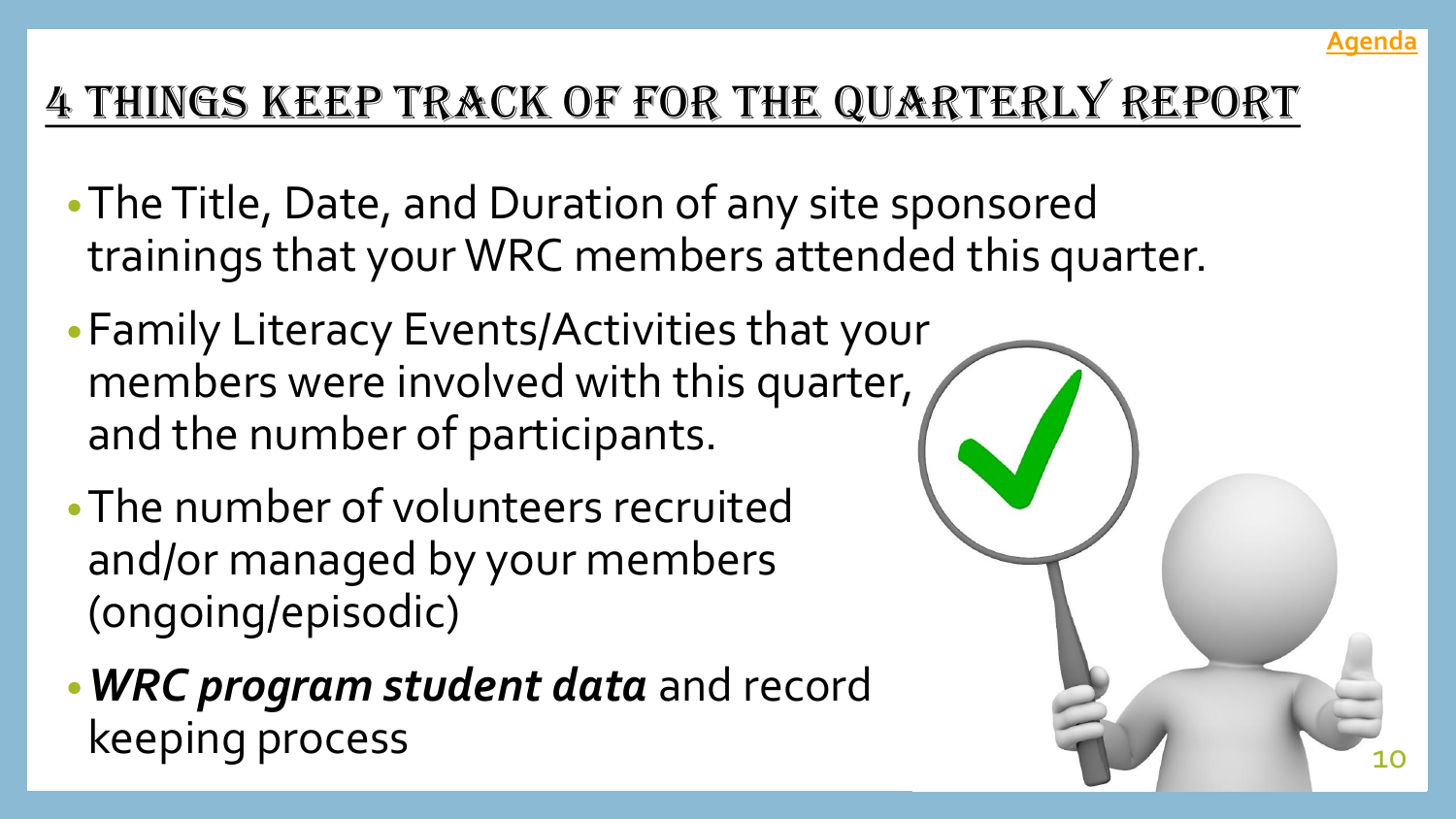Agenda

# 4 Things Keep Track of for the Quarterly Report

- The Title, Date, and Duration of any site sponsored trainings that your WRC members attended this quarter.
- Family Literacy Events/Activities that your members were involved with this quarter, and the number of participants.
- The number of volunteers recruited and/or managed by your members (ongoing/episodic)
- ***WRC program student data*** and record keeping process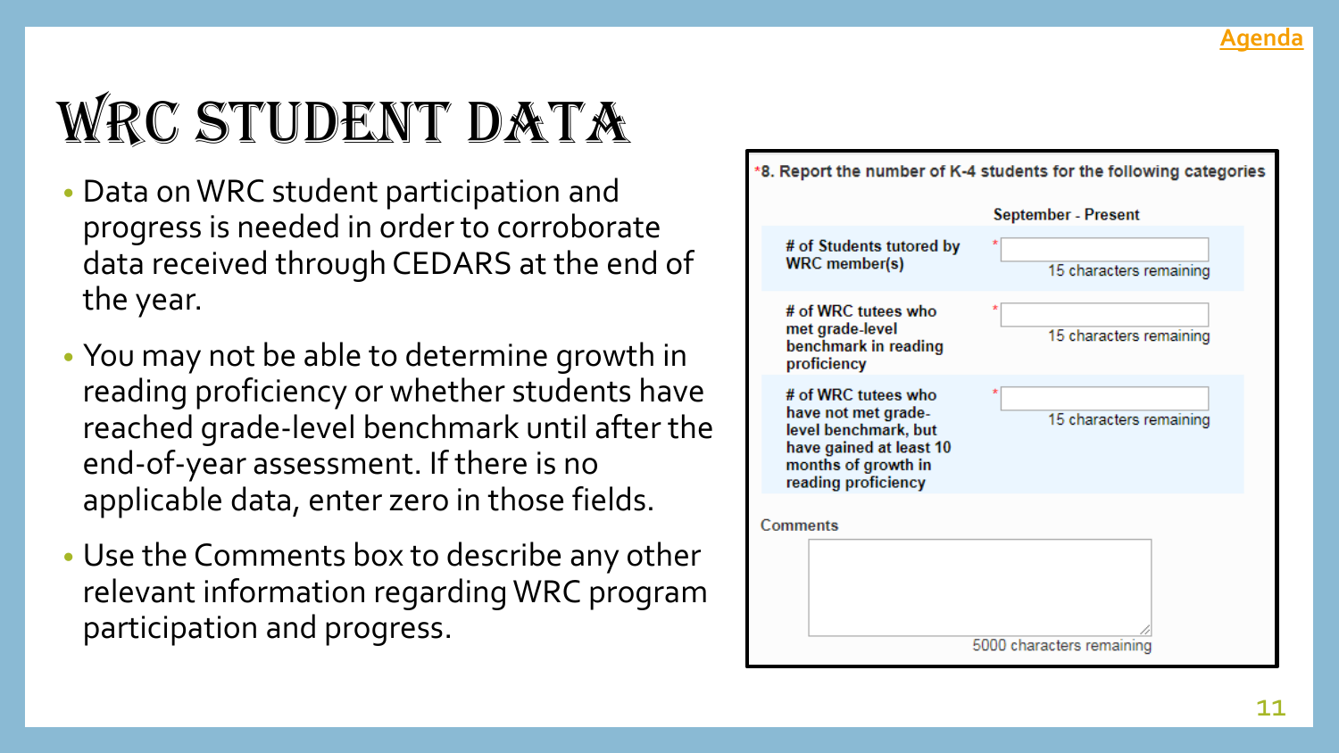Agenda

# WRC Student Data

- Data on WRC student participation and progress is needed in order to corroborate data received through CEDARS at the end of the year.
- You may not be able to determine growth in reading proficiency or whether students have reached grade-level benchmark until after the end-of-year assessment. If there is no applicable data, enter zero in those fields.
- Use the Comments box to describe any other relevant information regarding WRC program participation and progress.

*8. Report the number of K-4 students for the following categories

| | September - Present |
|---|---|
| # of Students tutored by WRC member(s) | * 15 characters remaining |
| # of WRC tutees who met grade-level benchmark in reading proficiency | * 15 characters remaining |
| # of WRC tutees who have not met grade-level benchmark, but have gained at least 10 months of growth in reading proficiency | * 15 characters remaining |

Comments

5000 characters remaining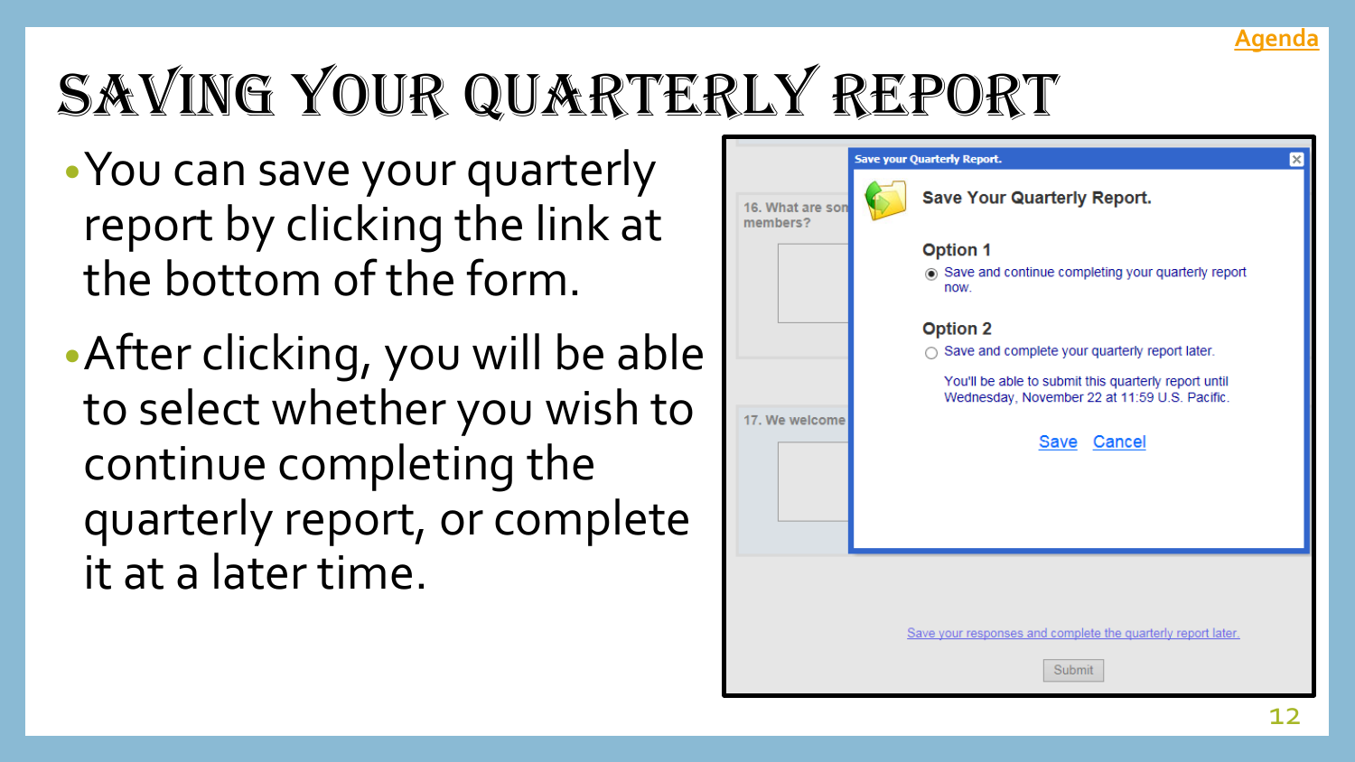Agenda

# Saving Your Quarterly Report

- You can save your quarterly report by clicking the link at the bottom of the form.
- After clicking, you will be able to select whether you wish to continue completing the quarterly report, or complete it at a later time.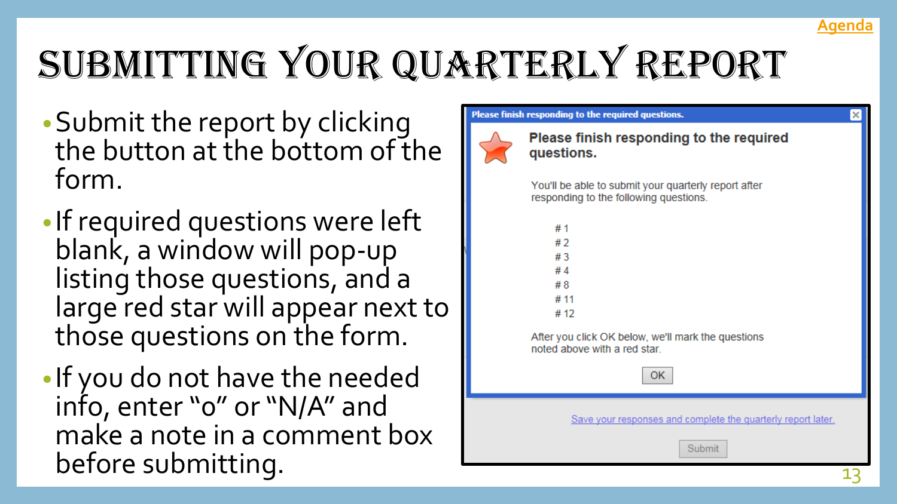Agenda

# SUBMITTING YOUR QUARTERLY REPORT

- Submit the report by clicking the button at the bottom of the form.
- If required questions were left blank, a window will pop-up listing those questions, and a large red star will appear next to those questions on the form.
- If you do not have the needed info, enter "0" or "N/A" and make a note in a comment box before submitting.

Please finish responding to the required questions.

**Please finish responding to the required questions.**

You'll be able to submit your quarterly report after responding to the following questions.

# 1
# 2
# 3
# 4
# 8
# 11
# 12

After you click OK below, we'll mark the questions noted above with a red star.

OK

Save your responses and complete the quarterly report later.

Submit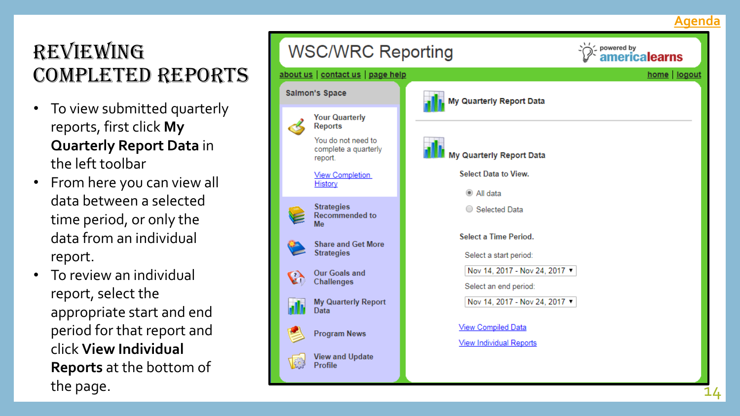[Agenda](#)

# Reviewing Completed Reports

- To view submitted quarterly reports, first click **My Quarterly Report Data** in the left toolbar
- From here you can view all data between a selected time period, or only the data from an individual report.
- To review an individual report, select the appropriate start and end period for that report and click **View Individual Reports** at the bottom of the page.

WSC/WRC Reporting

powered by americalearns

about us | contact us | page help

home | logout

Salmon's Space

Your Quarterly Reports

You do not need to complete a quarterly report.

View Completion History

Strategies Recommended to Me

Share and Get More Strategies

Our Goals and Challenges

My Quarterly Report Data

Program News

View and Update Profile

My Quarterly Report Data

My Quarterly Report Data

Select Data to View.

All data

Selected Data

Select a Time Period.

Select a start period:

Nov 14, 2017 - Nov 24, 2017

Select an end period:

Nov 14, 2017 - Nov 24, 2017

View Compiled Data

View Individual Reports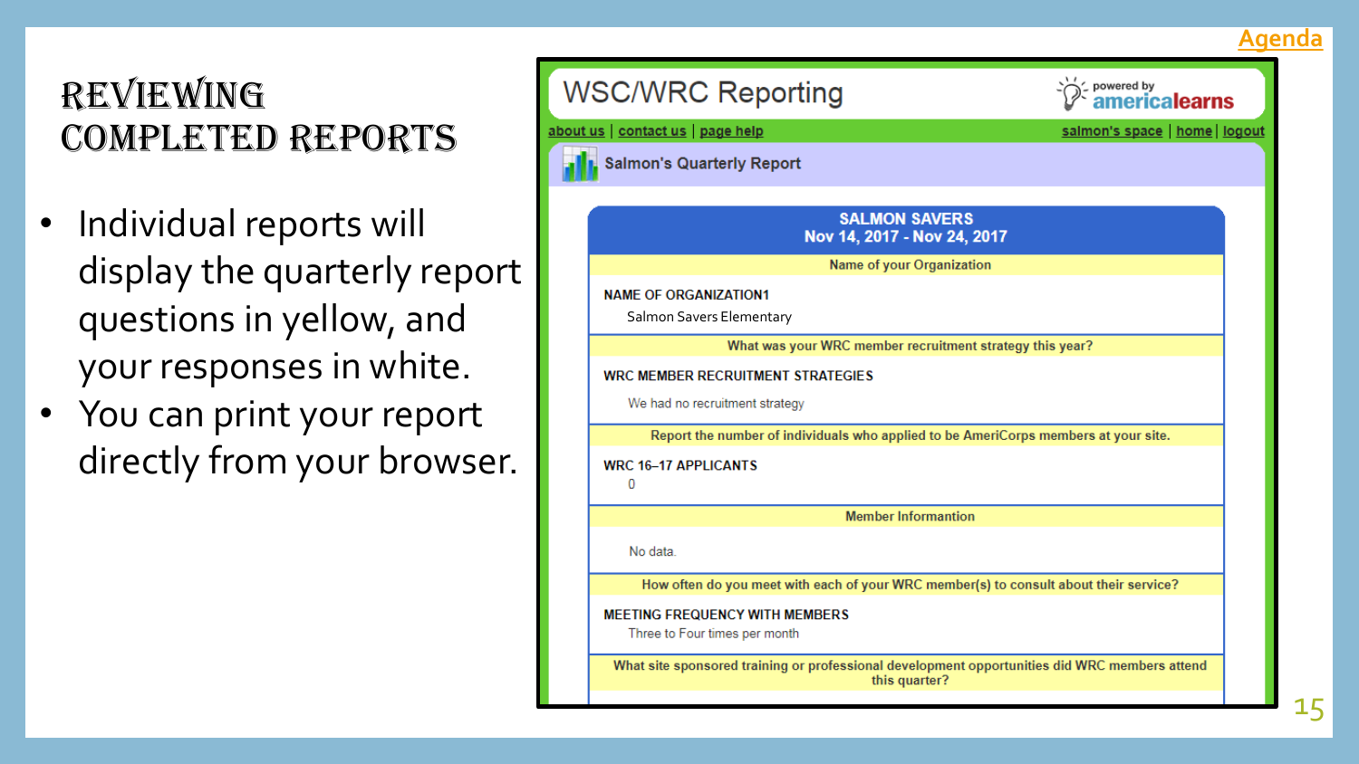[Agenda](#)

# Reviewing Completed Reports

- Individual reports will display the quarterly report questions in yellow, and your responses in white.
- You can print your report directly from your browser.

WSC/WRC Reporting

powered by americalearns

about us | contact us | page help

salmon's space | home | logout

Salmon's Quarterly Report

**SALMON SAVERS**
**Nov 14, 2017 - Nov 24, 2017**

Name of your Organization

NAME OF ORGANIZATION1

Salmon Savers Elementary

What was your WRC member recruitment strategy this year?

WRC MEMBER RECRUITMENT STRATEGIES

We had no recruitment strategy

Report the number of individuals who applied to be AmeriCorps members at your site.

WRC 16–17 APPLICANTS

0

Member Information

No data.

How often do you meet with each of your WRC member(s) to consult about their service?

MEETING FREQUENCY WITH MEMBERS

Three to Four times per month

What site sponsored training or professional development opportunities did WRC members attend this quarter?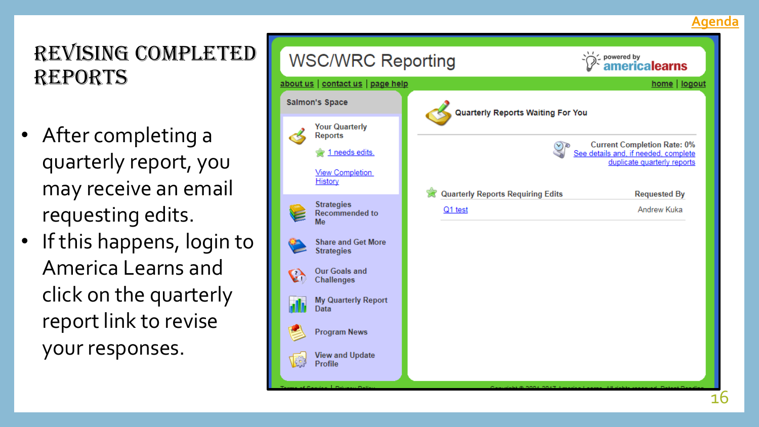# Revising Completed Reports

- After completing a quarterly report, you may receive an email requesting edits.
- If this happens, login to America Learns and click on the quarterly report link to revise your responses.

WSC/WRC Reporting

powered by americalearns

about us | contact us | page help

home | logout

Salmon's Space

Your Quarterly Reports

1 needs edits.

View Completion History

Strategies Recommended to Me

Share and Get More Strategies

Our Goals and Challenges

My Quarterly Report Data

Program News

View and Update Profile

Quarterly Reports Waiting For You

Current Completion Rate: 0%
See details and, if needed, complete duplicate quarterly reports

| Quarterly Reports Requiring Edits | Requested By |
| --- | --- |
| Q1 test | Andrew Kuka |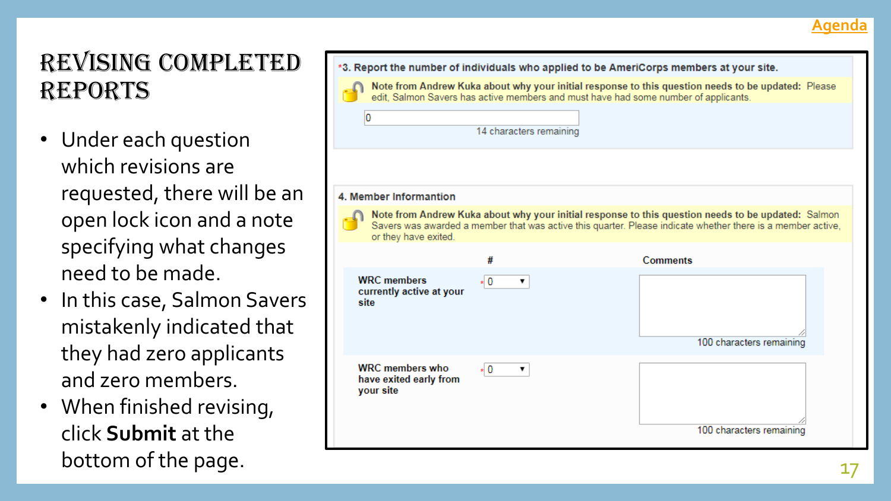[Agenda](#)

# Revising Completed Reports

- Under each question which revisions are requested, there will be an open lock icon and a note specifying what changes need to be made.
- In this case, Salmon Savers mistakenly indicated that they had zero applicants and zero members.
- When finished revising, click **Submit** at the bottom of the page.

*3. Report the number of individuals who applied to be AmeriCorps members at your site.

**Note from Andrew Kuka about why your initial response to this question needs to be updated:** Please edit, Salmon Savers has active members and must have had some number of applicants.

0

14 characters remaining

**4. Member Information**

**Note from Andrew Kuka about why your initial response to this question needs to be updated:** Salmon Savers was awarded a member that was active this quarter. Please indicate whether there is a member active, or they have exited.

| | # | Comments |
|---|---|---|
| WRC members currently active at your site | *0 | 100 characters remaining |
| WRC members who have exited early from your site | *0 | 100 characters remaining |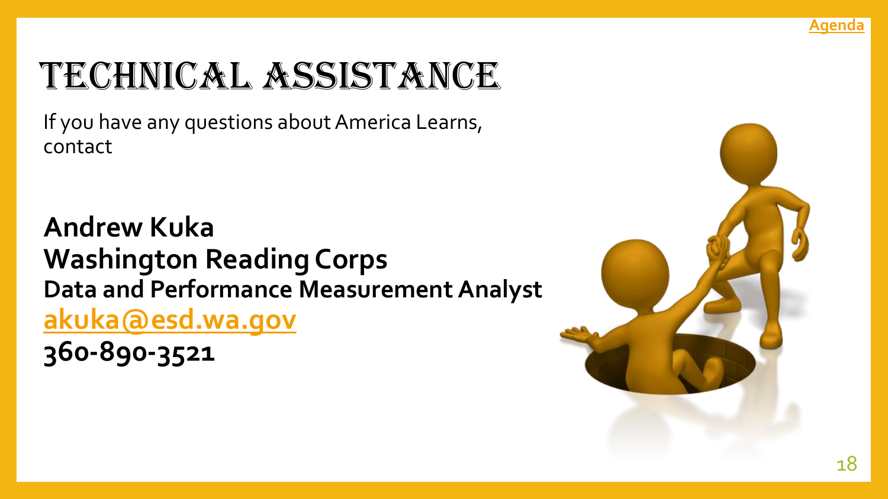# Technical Assistance

If you have any questions about America Learns, contact

**Andrew Kuka**
**Washington Reading Corps**
**Data and Performance Measurement Analyst**
**akuka@esd.wa.gov**
**360-890-3521**